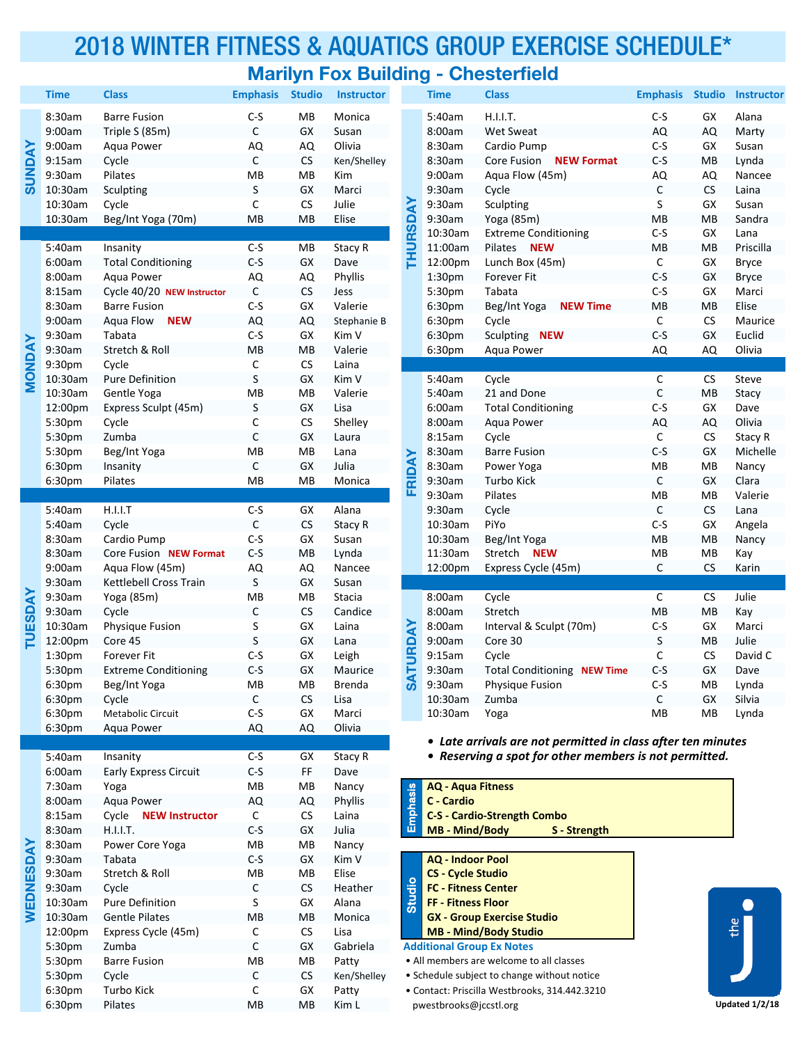# 2018 WINTER FITNESS & AQUATICS GROUP EXERCISE SCHEDULE*

## Marilyn Fox Building - Chesterfield

### SUNDAY

| Time | Class | Emphasis | Studio | Instructor |
|---|---|---|---|---|
| 8:30am | Barre Fusion | C-S | MB | Monica |
| 9:00am | Triple S (85m) | C | GX | Susan |
| 9:00am | Aqua Power | AQ | AQ | Olivia |
| 9:15am | Cycle | C | CS | Ken/Shelley |
| 9:30am | Pilates | MB | MB | Kim |
| 10:30am | Sculpting | S | GX | Marci |
| 10:30am | Cycle | C | CS | Julie |
| 10:30am | Beg/Int Yoga (70m) | MB | MB | Elise |

### MONDAY

| Time | Class | Emphasis | Studio | Instructor |
|---|---|---|---|---|
| 5:40am | Insanity | C-S | MB | Stacy R |
| 6:00am | Total Conditioning | C-S | GX | Dave |
| 8:00am | Aqua Power | AQ | AQ | Phyllis |
| 8:15am | Cycle 40/20 **NEW Instructor** | C | CS | Jess |
| 8:30am | Barre Fusion | C-S | GX | Valerie |
| 9:00am | Aqua Flow **NEW** | AQ | AQ | Stephanie B |
| 9:30am | Tabata | C-S | GX | Kim V |
| 9:30am | Stretch & Roll | MB | MB | Valerie |
| 9:30am | Cycle | C | CS | Laina |
| 10:30am | Pure Definition | S | GX | Kim V |
| 10:30am | Gentle Yoga | MB | MB | Valerie |
| 12:00pm | Express Sculpt (45m) | S | GX | Lisa |
| 5:30pm | Cycle | C | CS | Shelley |
| 5:30pm | Zumba | C | GX | Laura |
| 5:30pm | Beg/Int Yoga | MB | MB | Lana |
| 6:30pm | Insanity | C | GX | Julia |
| 6:30pm | Pilates | MB | MB | Monica |

### TUESDAY

| Time | Class | Emphasis | Studio | Instructor |
|---|---|---|---|---|
| 5:40am | H.I.I.T | C-S | GX | Alana |
| 5:40am | Cycle | C | CS | Stacy R |
| 8:30am | Cardio Pump | C-S | GX | Susan |
| 8:30am | Core Fusion **NEW Format** | C-S | MB | Lynda |
| 9:00am | Aqua Flow (45m) | AQ | AQ | Nancee |
| 9:30am | Kettlebell Cross Train | S | GX | Susan |
| 9:30am | Yoga (85m) | MB | MB | Stacia |
| 9:30am | Cycle | C | CS | Candice |
| 10:30am | Physique Fusion | S | GX | Laina |
| 12:00pm | Core 45 | S | GX | Lana |
| 1:30pm | Forever Fit | C-S | GX | Leigh |
| 5:30pm | Extreme Conditioning | C-S | GX | Maurice |
| 6:30pm | Beg/Int Yoga | MB | MB | Brenda |
| 6:30pm | Cycle | C | CS | Lisa |
| 6:30pm | Metabolic Circuit | C-S | GX | Marci |
| 6:30pm | Aqua Power | AQ | AQ | Olivia |

### WEDNESDAY

| Time | Class | Emphasis | Studio | Instructor |
|---|---|---|---|---|
| 5:40am | Insanity | C-S | GX | Stacy R |
| 6:00am | Early Express Circuit | C-S | FF | Dave |
| 7:30am | Yoga | MB | MB | Nancy |
| 8:00am | Aqua Power | AQ | AQ | Phyllis |
| 8:15am | Cycle **NEW Instructor** | C | CS | Laina |
| 8:30am | H.I.I.T. | C-S | GX | Julia |
| 8:30am | Power Core Yoga | MB | MB | Nancy |
| 9:30am | Tabata | C-S | GX | Kim V |
| 9:30am | Stretch & Roll | MB | MB | Elise |
| 9:30am | Cycle | C | CS | Heather |
| 10:30am | Pure Definition | S | GX | Alana |
| 10:30am | Gentle Pilates | MB | MB | Monica |
| 12:00pm | Express Cycle (45m) | C | CS | Lisa |
| 5:30pm | Zumba | C | GX | Gabriela |
| 5:30pm | Barre Fusion | MB | MB | Patty |
| 5:30pm | Cycle | C | CS | Ken/Shelley |
| 6:30pm | Turbo Kick | C | GX | Patty |
| 6:30pm | Pilates | MB | MB | Kim L |

### THURSDAY

| Time | Class | Emphasis | Studio | Instructor |
|---|---|---|---|---|
| 5:40am | H.I.I.T. | C-S | GX | Alana |
| 8:00am | Wet Sweat | AQ | AQ | Marty |
| 8:30am | Cardio Pump | C-S | GX | Susan |
| 8:30am | Core Fusion **NEW Format** | C-S | MB | Lynda |
| 9:00am | Aqua Flow (45m) | AQ | AQ | Nancee |
| 9:30am | Cycle | C | CS | Laina |
| 9:30am | Sculpting | S | GX | Susan |
| 9:30am | Yoga (85m) | MB | MB | Sandra |
| 10:30am | Extreme Conditioning | C-S | GX | Lana |
| 11:00am | Pilates **NEW** | MB | MB | Priscilla |
| 12:00pm | Lunch Box (45m) | C | GX | Bryce |
| 1:30pm | Forever Fit | C-S | GX | Bryce |
| 5:30pm | Tabata | C-S | GX | Marci |
| 6:30pm | Beg/Int Yoga **NEW Time** | MB | MB | Elise |
| 6:30pm | Cycle | C | CS | Maurice |
| 6:30pm | Sculpting **NEW** | C-S | GX | Euclid |
| 6:30pm | Aqua Power | AQ | AQ | Olivia |

### FRIDAY

| Time | Class | Emphasis | Studio | Instructor |
|---|---|---|---|---|
| 5:40am | Cycle | C | CS | Steve |
| 5:40am | 21 and Done | C | MB | Stacy |
| 6:00am | Total Conditioning | C-S | GX | Dave |
| 8:00am | Aqua Power | AQ | AQ | Olivia |
| 8:15am | Cycle | C | CS | Stacy R |
| 8:30am | Barre Fusion | C-S | GX | Michelle |
| 8:30am | Power Yoga | MB | MB | Nancy |
| 9:30am | Turbo Kick | C | GX | Clara |
| 9:30am | Pilates | MB | MB | Valerie |
| 9:30am | Cycle | C | CS | Lana |
| 10:30am | PiYo | C-S | GX | Angela |
| 10:30am | Beg/Int Yoga | MB | MB | Nancy |
| 11:30am | Stretch **NEW** | MB | MB | Kay |
| 12:00pm | Express Cycle (45m) | C | CS | Karin |

### SATURDAY

| Time | Class | Emphasis | Studio | Instructor |
|---|---|---|---|---|
| 8:00am | Cycle | C | CS | Julie |
| 8:00am | Stretch | MB | MB | Kay |
| 8:00am | Interval & Sculpt (70m) | C-S | GX | Marci |
| 9:00am | Core 30 | S | MB | Julie |
| 9:15am | Cycle | C | CS | David C |
| 9:30am | Total Conditioning **NEW Time** | C-S | GX | Dave |
| 9:30am | Physique Fusion | C-S | MB | Lynda |
| 10:30am | Zumba | C | GX | Silvia |
| 10:30am | Yoga | MB | MB | Lynda |

- ***Late arrivals are not permitted in class after ten minutes***
- ***Reserving a spot for other members is not permitted.***

**Emphasis**
- **AQ - Aqua Fitness**
- **C - Cardio**
- **C-S - Cardio-Strength Combo**
- **MB - Mind/Body**
- **S - Strength**

**Studio**
- **AQ - Indoor Pool**
- **CS - Cycle Studio**
- **FC - Fitness Center**
- **FF - Fitness Floor**
- **GX - Group Exercise Studio**
- **MB - Mind/Body Studio**

**Additional Group Ex Notes**
- All members are welcome to all classes
- Schedule subject to change without notice
- Contact: Priscilla Westbrooks, 314.442.3210 pwestbrooks@jccstl.org

the j

**Updated 1/2/18**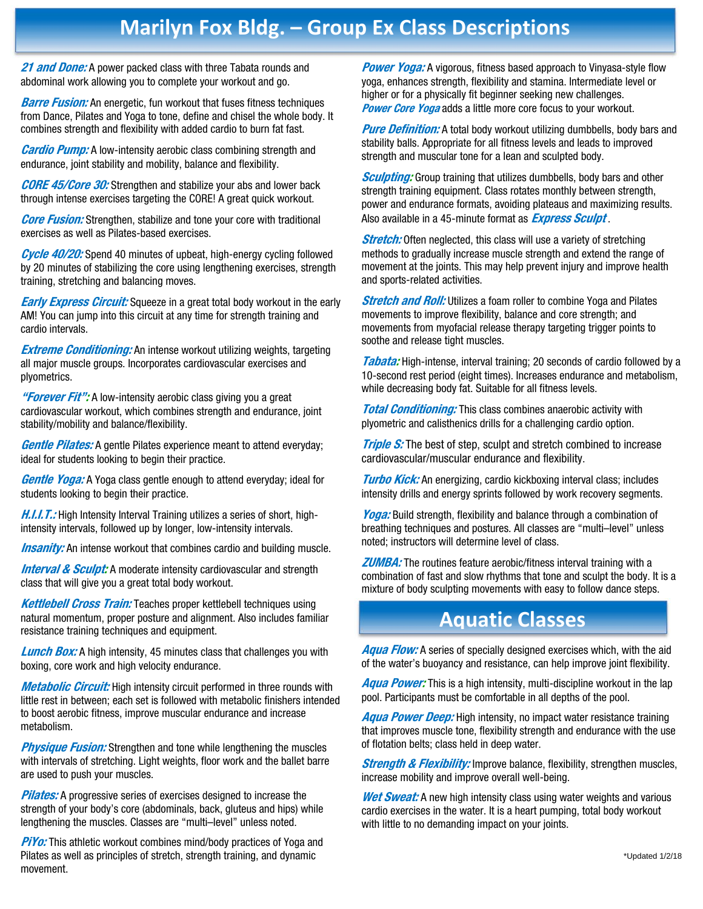# Marilyn Fox Bldg. – Group Ex Class Descriptions

***21 and Done:*** A power packed class with three Tabata rounds and abdominal work allowing you to complete your workout and go.

***Barre Fusion:*** An energetic, fun workout that fuses fitness techniques from Dance, Pilates and Yoga to tone, define and chisel the whole body. It combines strength and flexibility with added cardio to burn fat fast.

***Cardio Pump:*** A low-intensity aerobic class combining strength and endurance, joint stability and mobility, balance and flexibility.

***CORE 45/Core 30:*** Strengthen and stabilize your abs and lower back through intense exercises targeting the CORE! A great quick workout.

***Core Fusion:*** Strengthen, stabilize and tone your core with traditional exercises as well as Pilates-based exercises.

***Cycle 40/20:*** Spend 40 minutes of upbeat, high-energy cycling followed by 20 minutes of stabilizing the core using lengthening exercises, strength training, stretching and balancing moves.

***Early Express Circuit:*** Squeeze in a great total body workout in the early AM! You can jump into this circuit at any time for strength training and cardio intervals.

***Extreme Conditioning:*** An intense workout utilizing weights, targeting all major muscle groups. Incorporates cardiovascular exercises and plyometrics.

***"Forever Fit":*** A low-intensity aerobic class giving you a great cardiovascular workout, which combines strength and endurance, joint stability/mobility and balance/flexibility.

***Gentle Pilates:*** A gentle Pilates experience meant to attend everyday; ideal for students looking to begin their practice.

***Gentle Yoga:*** A Yoga class gentle enough to attend everyday; ideal for students looking to begin their practice.

***H.I.I.T.:*** High Intensity Interval Training utilizes a series of short, high-intensity intervals, followed up by longer, low-intensity intervals.

***Insanity:*** An intense workout that combines cardio and building muscle.

***Interval & Sculpt:*** A moderate intensity cardiovascular and strength class that will give you a great total body workout.

***Kettlebell Cross Train:*** Teaches proper kettlebell techniques using natural momentum, proper posture and alignment. Also includes familiar resistance training techniques and equipment.

***Lunch Box:*** A high intensity, 45 minutes class that challenges you with boxing, core work and high velocity endurance.

***Metabolic Circuit:*** High intensity circuit performed in three rounds with little rest in between; each set is followed with metabolic finishers intended to boost aerobic fitness, improve muscular endurance and increase metabolism.

***Physique Fusion:*** Strengthen and tone while lengthening the muscles with intervals of stretching. Light weights, floor work and the ballet barre are used to push your muscles.

***Pilates:*** A progressive series of exercises designed to increase the strength of your body's core (abdominals, back, gluteus and hips) while lengthening the muscles. Classes are "multi–level" unless noted.

***PiYo:*** This athletic workout combines mind/body practices of Yoga and Pilates as well as principles of stretch, strength training, and dynamic movement.

***Power Yoga:*** A vigorous, fitness based approach to Vinyasa-style flow yoga, enhances strength, flexibility and stamina. Intermediate level or higher or for a physically fit beginner seeking new challenges. ***Power Core Yoga*** adds a little more core focus to your workout.

***Pure Definition:*** A total body workout utilizing dumbbells, body bars and stability balls. Appropriate for all fitness levels and leads to improved strength and muscular tone for a lean and sculpted body.

***Sculpting:*** Group training that utilizes dumbbells, body bars and other strength training equipment. Class rotates monthly between strength, power and endurance formats, avoiding plateaus and maximizing results. Also available in a 45-minute format as ***Express Sculpt***.

***Stretch:*** Often neglected, this class will use a variety of stretching methods to gradually increase muscle strength and extend the range of movement at the joints. This may help prevent injury and improve health and sports-related activities.

***Stretch and Roll:*** Utilizes a foam roller to combine Yoga and Pilates movements to improve flexibility, balance and core strength; and movements from myofacial release therapy targeting trigger points to soothe and release tight muscles.

***Tabata:*** High-intense, interval training; 20 seconds of cardio followed by a 10-second rest period (eight times). Increases endurance and metabolism, while decreasing body fat. Suitable for all fitness levels.

***Total Conditioning:*** This class combines anaerobic activity with plyometric and calisthenics drills for a challenging cardio option.

***Triple S:*** The best of step, sculpt and stretch combined to increase cardiovascular/muscular endurance and flexibility.

***Turbo Kick:*** An energizing, cardio kickboxing interval class; includes intensity drills and energy sprints followed by work recovery segments.

***Yoga:*** Build strength, flexibility and balance through a combination of breathing techniques and postures. All classes are "multi–level" unless noted; instructors will determine level of class.

***ZUMBA:*** The routines feature aerobic/fitness interval training with a combination of fast and slow rhythms that tone and sculpt the body. It is a mixture of body sculpting movements with easy to follow dance steps.

## Aquatic Classes

***Aqua Flow:*** A series of specially designed exercises which, with the aid of the water's buoyancy and resistance, can help improve joint flexibility.

***Aqua Power:*** This is a high intensity, multi-discipline workout in the lap pool. Participants must be comfortable in all depths of the pool.

***Aqua Power Deep:*** High intensity, no impact water resistance training that improves muscle tone, flexibility strength and endurance with the use of flotation belts; class held in deep water.

***Strength & Flexibility:*** Improve balance, flexibility, strengthen muscles, increase mobility and improve overall well-being.

***Wet Sweat:*** A new high intensity class using water weights and various cardio exercises in the water. It is a heart pumping, total body workout with little to no demanding impact on your joints.

*Updated 1/2/18